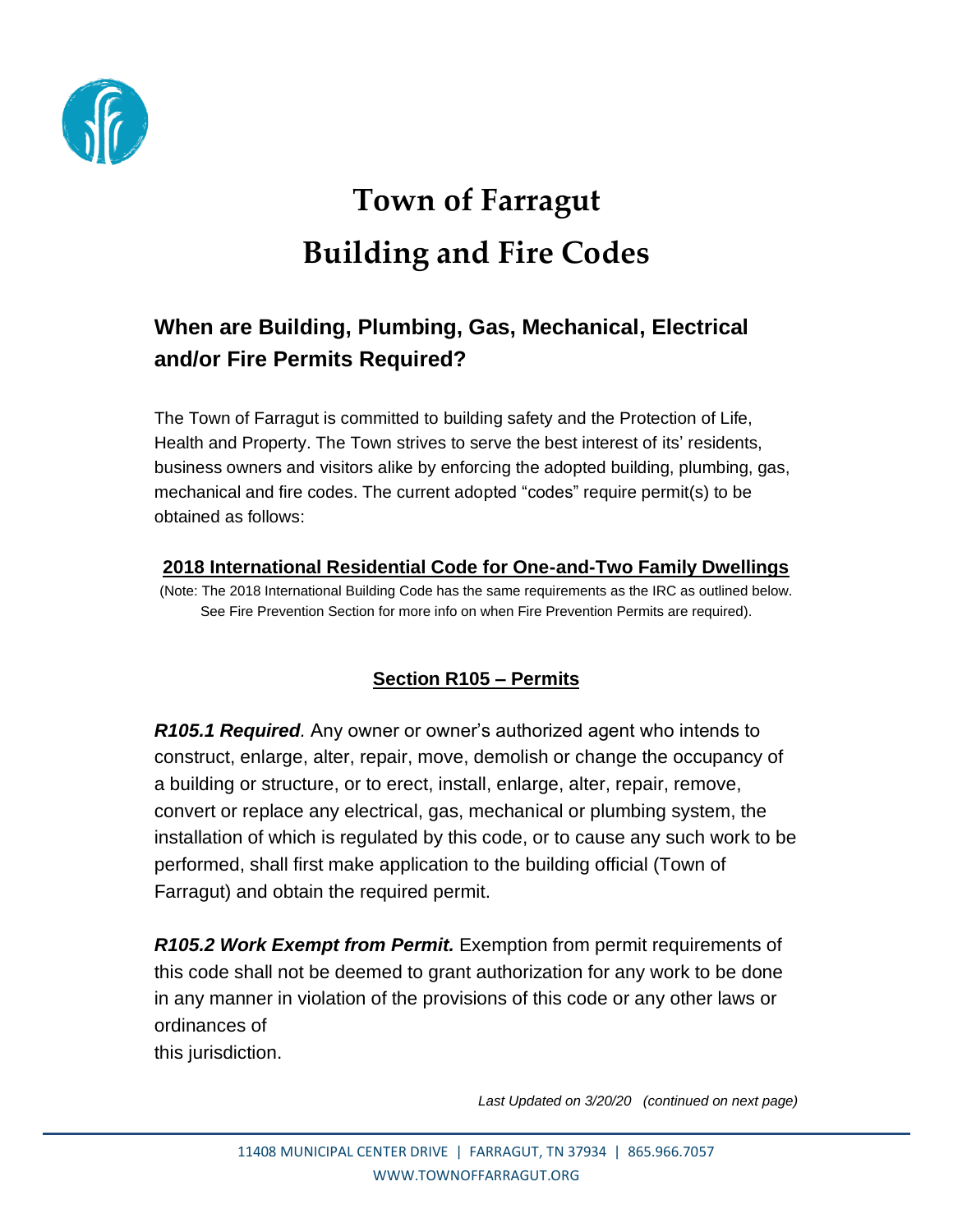# Town of Farragut
# Building and Fire Codes

## When are Building, Plumbing, Gas, Mechanical, Electrical and/or Fire Permits Required?

The Town of Farragut is committed to building safety and the Protection of Life, Health and Property. The Town strives to serve the best interest of its' residents, business owners and visitors alike by enforcing the adopted building, plumbing, gas, mechanical and fire codes. The current adopted "codes" require permit(s) to be obtained as follows:

### 2018 International Residential Code for One-and-Two Family Dwellings

(Note: The 2018 International Building Code has the same requirements as the IRC as outlined below. See Fire Prevention Section for more info on when Fire Prevention Permits are required).

### Section R105 – Permits

***R105.1 Required***. Any owner or owner's authorized agent who intends to construct, enlarge, alter, repair, move, demolish or change the occupancy of a building or structure, or to erect, install, enlarge, alter, repair, remove, convert or replace any electrical, gas, mechanical or plumbing system, the installation of which is regulated by this code, or to cause any such work to be performed, shall first make application to the building official (Town of Farragut) and obtain the required permit.

***R105.2 Work Exempt from Permit.*** Exemption from permit requirements of this code shall not be deemed to grant authorization for any work to be done in any manner in violation of the provisions of this code or any other laws or ordinances of this jurisdiction.

*Last Updated on 3/20/20 (continued on next page)*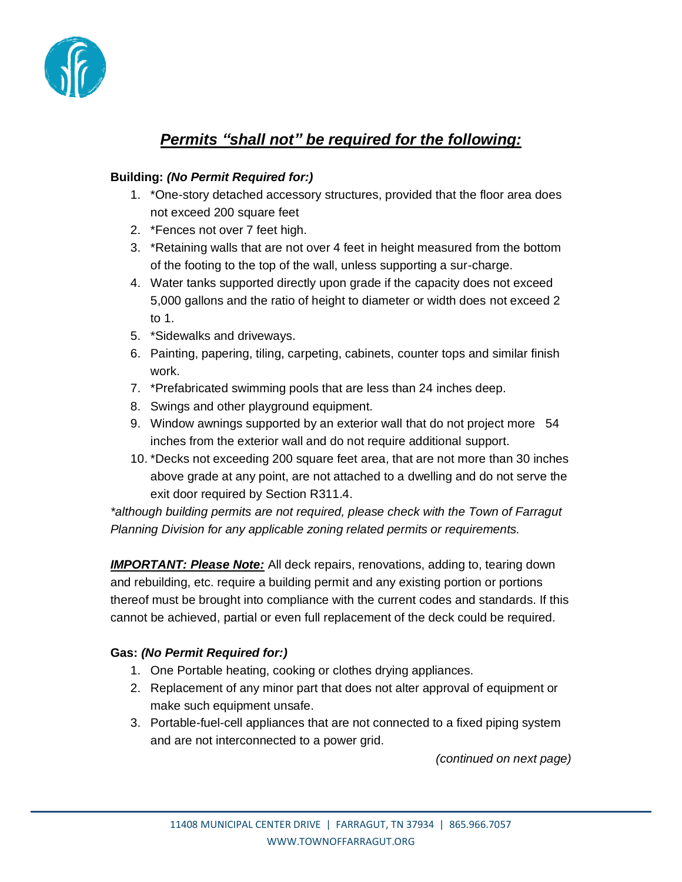## ***Permits "shall not" be required for the following:***

**Building:** ***(No Permit Required for:)***

1. *One-story detached accessory structures, provided that the floor area does not exceed 200 square feet
2. *Fences not over 7 feet high.
3. *Retaining walls that are not over 4 feet in height measured from the bottom of the footing to the top of the wall, unless supporting a sur-charge.
4. Water tanks supported directly upon grade if the capacity does not exceed 5,000 gallons and the ratio of height to diameter or width does not exceed 2 to 1.
5. *Sidewalks and driveways.
6. Painting, papering, tiling, carpeting, cabinets, counter tops and similar finish work.
7. *Prefabricated swimming pools that are less than 24 inches deep.
8. Swings and other playground equipment.
9. Window awnings supported by an exterior wall that do not project more 54 inches from the exterior wall and do not require additional support.
10. *Decks not exceeding 200 square feet area, that are not more than 30 inches above grade at any point, are not attached to a dwelling and do not serve the exit door required by Section R311.4.

*\*although building permits are not required, please check with the Town of Farragut Planning Division for any applicable zoning related permits or requirements.*

***IMPORTANT: Please Note:*** All deck repairs, renovations, adding to, tearing down and rebuilding, etc. require a building permit and any existing portion or portions thereof must be brought into compliance with the current codes and standards. If this cannot be achieved, partial or even full replacement of the deck could be required.

**Gas:** ***(No Permit Required for:)***

1. One Portable heating, cooking or clothes drying appliances.
2. Replacement of any minor part that does not alter approval of equipment or make such equipment unsafe.
3. Portable-fuel-cell appliances that are not connected to a fixed piping system and are not interconnected to a power grid.

*(continued on next page)*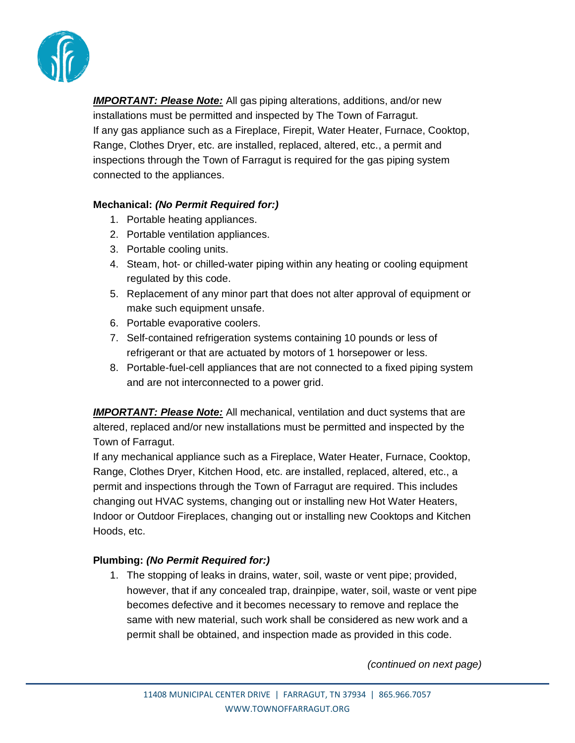***IMPORTANT: Please Note:*** All gas piping alterations, additions, and/or new installations must be permitted and inspected by The Town of Farragut.
If any gas appliance such as a Fireplace, Firepit, Water Heater, Furnace, Cooktop, Range, Clothes Dryer, etc. are installed, replaced, altered, etc., a permit and inspections through the Town of Farragut is required for the gas piping system connected to the appliances.

**Mechanical:** ***(No Permit Required for:)***

1. Portable heating appliances.
2. Portable ventilation appliances.
3. Portable cooling units.
4. Steam, hot- or chilled-water piping within any heating or cooling equipment regulated by this code.
5. Replacement of any minor part that does not alter approval of equipment or make such equipment unsafe.
6. Portable evaporative coolers.
7. Self-contained refrigeration systems containing 10 pounds or less of refrigerant or that are actuated by motors of 1 horsepower or less.
8. Portable-fuel-cell appliances that are not connected to a fixed piping system and are not interconnected to a power grid.

***IMPORTANT: Please Note:*** All mechanical, ventilation and duct systems that are altered, replaced and/or new installations must be permitted and inspected by the Town of Farragut.
If any mechanical appliance such as a Fireplace, Water Heater, Furnace, Cooktop, Range, Clothes Dryer, Kitchen Hood, etc. are installed, replaced, altered, etc., a permit and inspections through the Town of Farragut are required. This includes changing out HVAC systems, changing out or installing new Hot Water Heaters, Indoor or Outdoor Fireplaces, changing out or installing new Cooktops and Kitchen Hoods, etc.

**Plumbing:** ***(No Permit Required for:)***

1. The stopping of leaks in drains, water, soil, waste or vent pipe; provided, however, that if any concealed trap, drainpipe, water, soil, waste or vent pipe becomes defective and it becomes necessary to remove and replace the same with new material, such work shall be considered as new work and a permit shall be obtained, and inspection made as provided in this code.

*(continued on next page)*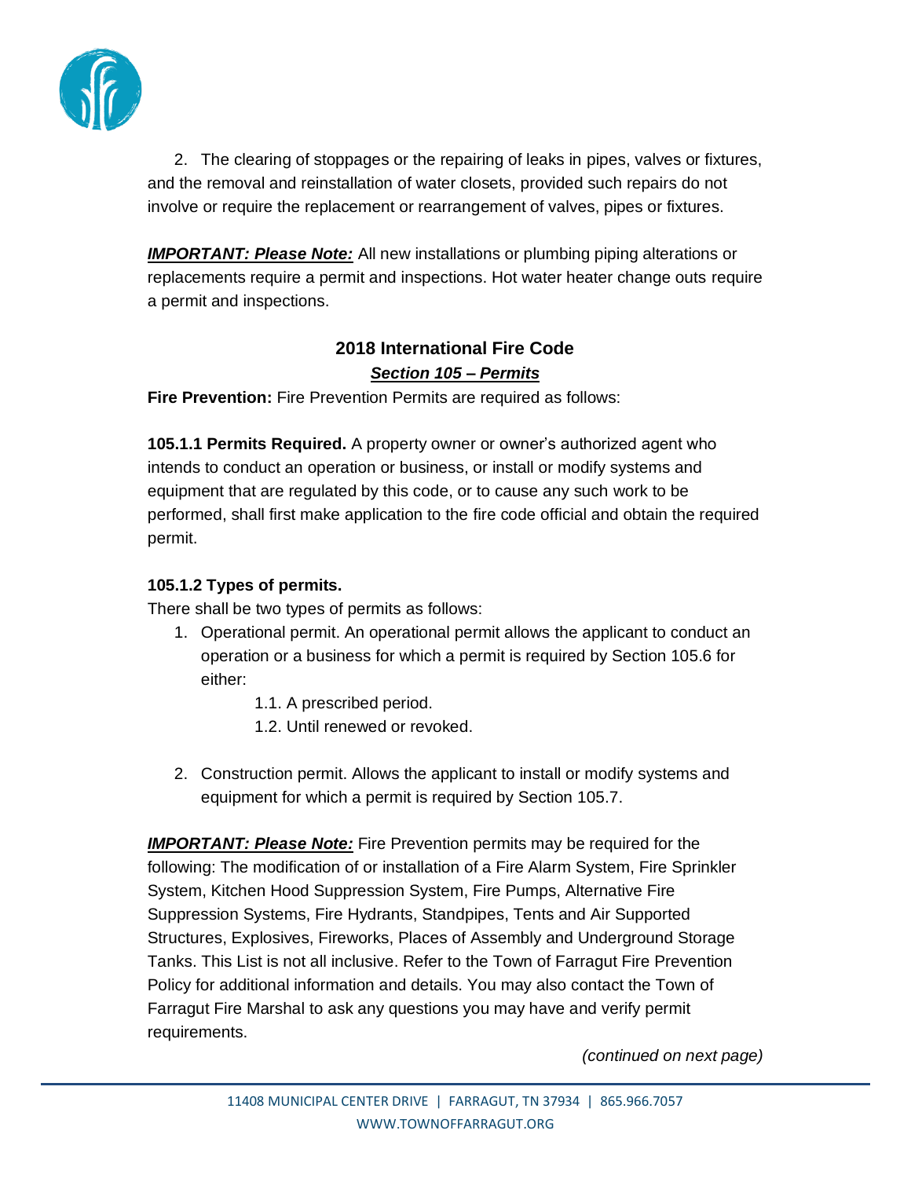2. The clearing of stoppages or the repairing of leaks in pipes, valves or fixtures, and the removal and reinstallation of water closets, provided such repairs do not involve or require the replacement or rearrangement of valves, pipes or fixtures.

***IMPORTANT: Please Note:*** All new installations or plumbing piping alterations or replacements require a permit and inspections. Hot water heater change outs require a permit and inspections.

## 2018 International Fire Code

### *Section 105 – Permits*

**Fire Prevention:** Fire Prevention Permits are required as follows:

**105.1.1 Permits Required.** A property owner or owner's authorized agent who intends to conduct an operation or business, or install or modify systems and equipment that are regulated by this code, or to cause any such work to be performed, shall first make application to the fire code official and obtain the required permit.

**105.1.2 Types of permits.**

There shall be two types of permits as follows:

1. Operational permit. An operational permit allows the applicant to conduct an operation or a business for which a permit is required by Section 105.6 for either:
   - 1.1. A prescribed period.
   - 1.2. Until renewed or revoked.
2. Construction permit. Allows the applicant to install or modify systems and equipment for which a permit is required by Section 105.7.

***IMPORTANT: Please Note:*** Fire Prevention permits may be required for the following: The modification of or installation of a Fire Alarm System, Fire Sprinkler System, Kitchen Hood Suppression System, Fire Pumps, Alternative Fire Suppression Systems, Fire Hydrants, Standpipes, Tents and Air Supported Structures, Explosives, Fireworks, Places of Assembly and Underground Storage Tanks. This List is not all inclusive. Refer to the Town of Farragut Fire Prevention Policy for additional information and details. You may also contact the Town of Farragut Fire Marshal to ask any questions you may have and verify permit requirements.

*(continued on next page)*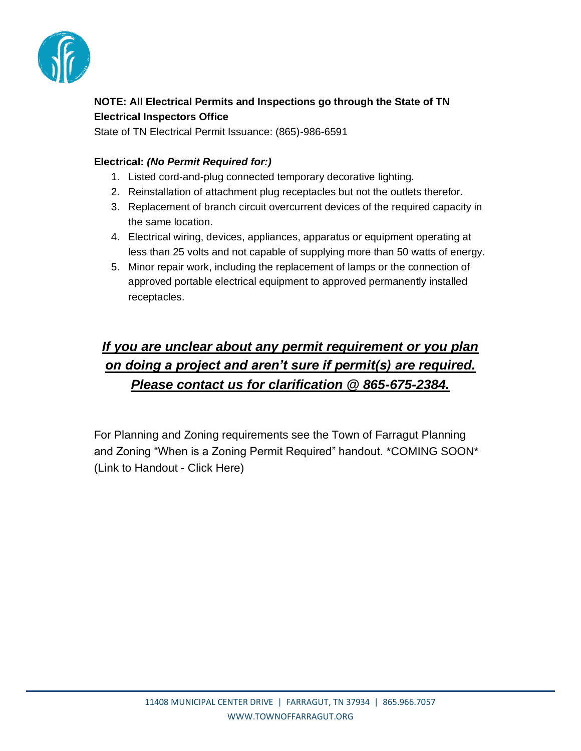**NOTE: All Electrical Permits and Inspections go through the State of TN Electrical Inspectors Office**

State of TN Electrical Permit Issuance: (865)-986-6591

**Electrical:** ***(No Permit Required for:)***

1. Listed cord-and-plug connected temporary decorative lighting.
2. Reinstallation of attachment plug receptacles but not the outlets therefor.
3. Replacement of branch circuit overcurrent devices of the required capacity in the same location.
4. Electrical wiring, devices, appliances, apparatus or equipment operating at less than 25 volts and not capable of supplying more than 50 watts of energy.
5. Minor repair work, including the replacement of lamps or the connection of approved portable electrical equipment to approved permanently installed receptacles.

***If you are unclear about any permit requirement or you plan on doing a project and aren't sure if permit(s) are required. Please contact us for clarification @ 865-675-2384.***

For Planning and Zoning requirements see the Town of Farragut Planning and Zoning "When is a Zoning Permit Required" handout. *COMING SOON* (Link to Handout - Click Here)